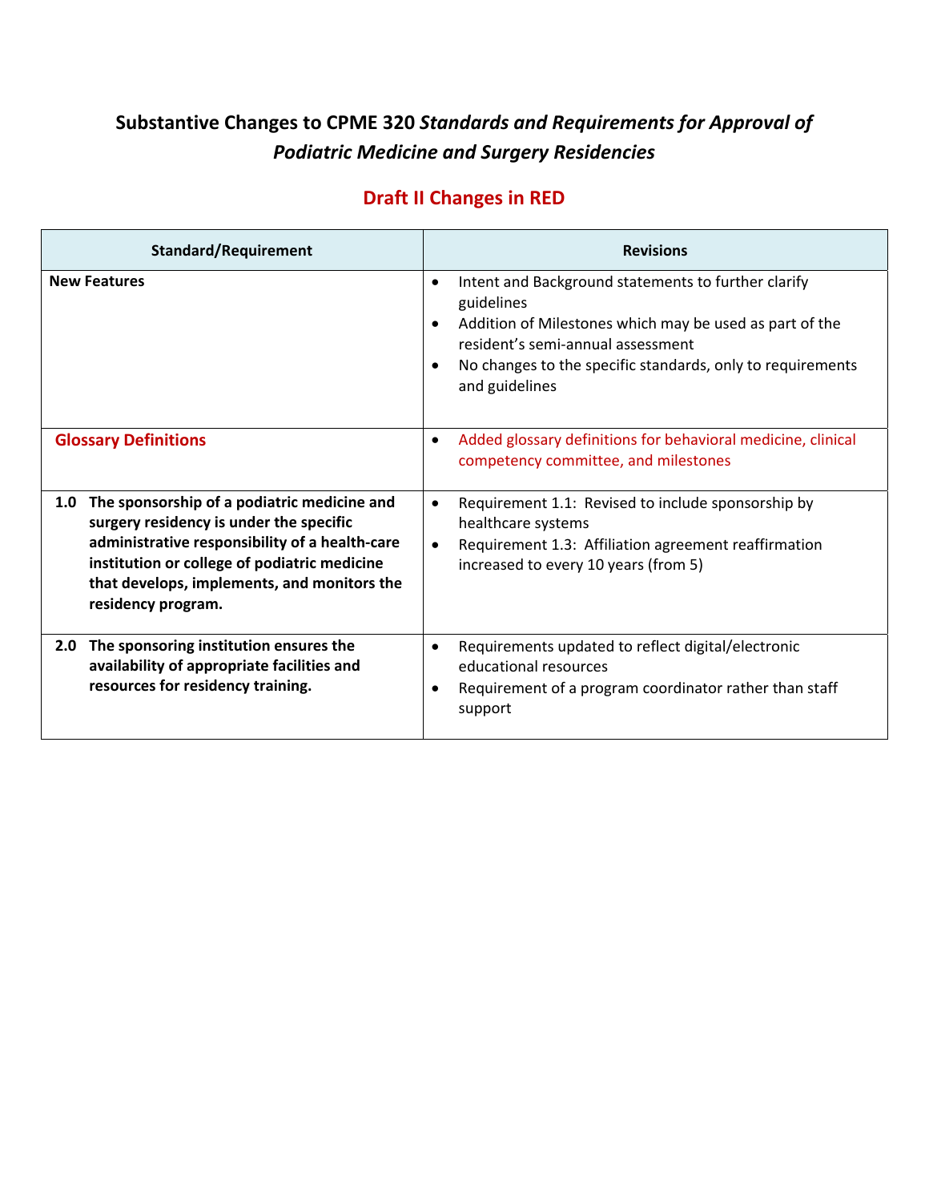# Substantive Changes to CPME 320 *Standards and Requirements for Approval of Podiatric Medicine and Surgery Residencies*

## Draft II Changes in RED

| Standard/Requirement | Revisions |
|---|---|
| **New Features** | • Intent and Background statements to further clarify guidelines<br>• Addition of Milestones which may be used as part of the resident's semi-annual assessment<br>• No changes to the specific standards, only to requirements and guidelines |
| **Glossary Definitions** | • Added glossary definitions for behavioral medicine, clinical competency committee, and milestones |
| **1.0 The sponsorship of a podiatric medicine and surgery residency is under the specific administrative responsibility of a health-care institution or college of podiatric medicine that develops, implements, and monitors the residency program.** | • Requirement 1.1: Revised to include sponsorship by healthcare systems<br>• Requirement 1.3: Affiliation agreement reaffirmation increased to every 10 years (from 5) |
| **2.0 The sponsoring institution ensures the availability of appropriate facilities and resources for residency training.** | • Requirements updated to reflect digital/electronic educational resources<br>• Requirement of a program coordinator rather than staff support |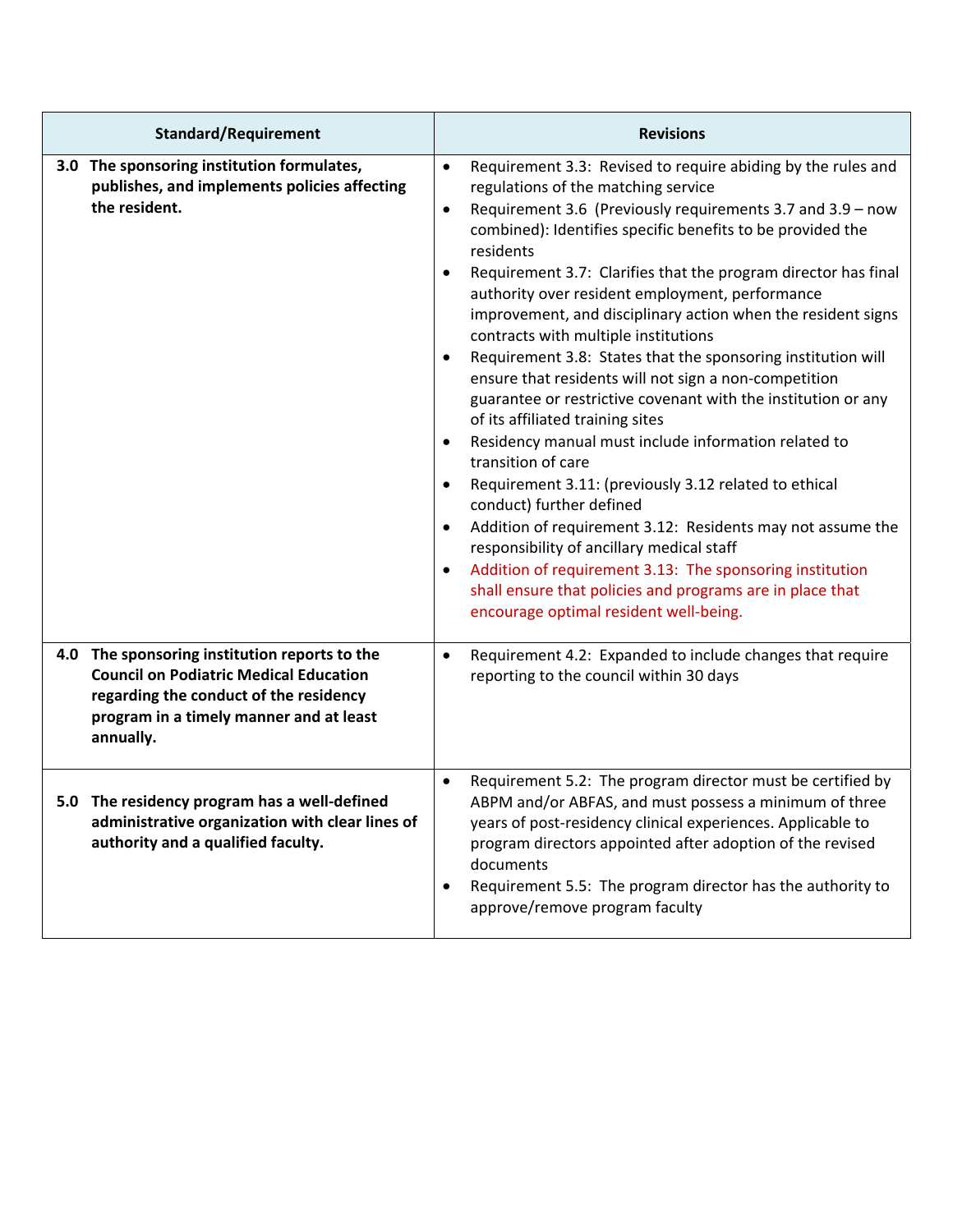| Standard/Requirement | Revisions |
|---|---|
| **3.0 The sponsoring institution formulates, publishes, and implements policies affecting the resident.** | • Requirement 3.3: Revised to require abiding by the rules and regulations of the matching service<br>• Requirement 3.6 (Previously requirements 3.7 and 3.9 – now combined): Identifies specific benefits to be provided the residents<br>• Requirement 3.7: Clarifies that the program director has final authority over resident employment, performance improvement, and disciplinary action when the resident signs contracts with multiple institutions<br>• Requirement 3.8: States that the sponsoring institution will ensure that residents will not sign a non-competition guarantee or restrictive covenant with the institution or any of its affiliated training sites<br>• Residency manual must include information related to transition of care<br>• Requirement 3.11: (previously 3.12 related to ethical conduct) further defined<br>• Addition of requirement 3.12: Residents may not assume the responsibility of ancillary medical staff<br>• Addition of requirement 3.13: The sponsoring institution shall ensure that policies and programs are in place that encourage optimal resident well-being. |
| **4.0 The sponsoring institution reports to the Council on Podiatric Medical Education regarding the conduct of the residency program in a timely manner and at least annually.** | • Requirement 4.2: Expanded to include changes that require reporting to the council within 30 days |
| **5.0 The residency program has a well-defined administrative organization with clear lines of authority and a qualified faculty.** | • Requirement 5.2: The program director must be certified by ABPM and/or ABFAS, and must possess a minimum of three years of post-residency clinical experiences. Applicable to program directors appointed after adoption of the revised documents<br>• Requirement 5.5: The program director has the authority to approve/remove program faculty |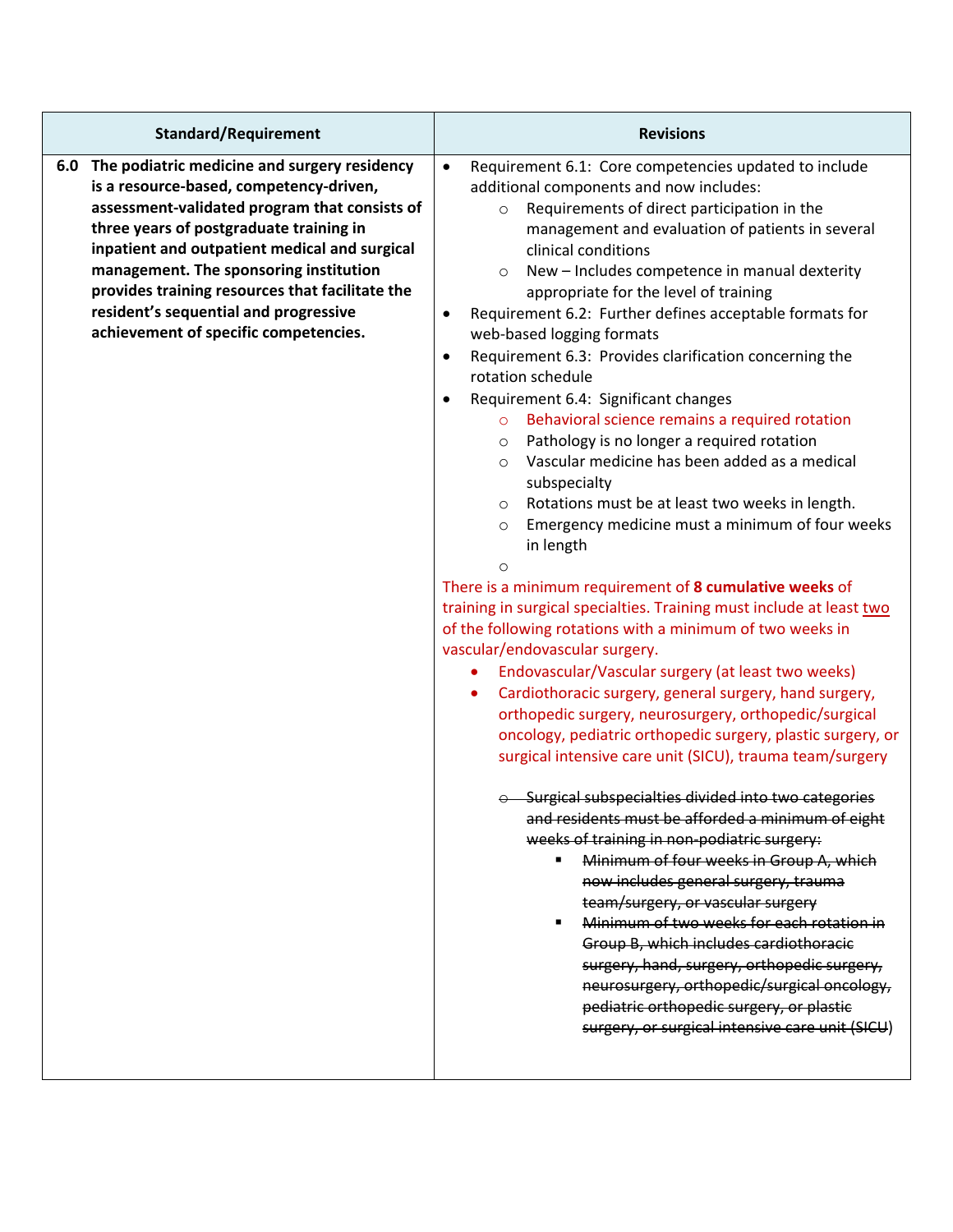| Standard/Requirement | Revisions |
| --- | --- |
| **6.0 The podiatric medicine and surgery residency is a resource-based, competency-driven, assessment-validated program that consists of three years of postgraduate training in inpatient and outpatient medical and surgical management. The sponsoring institution provides training resources that facilitate the resident's sequential and progressive achievement of specific competencies.** | • Requirement 6.1: Core competencies updated to include additional components and now includes:<br>  ○ Requirements of direct participation in the management and evaluation of patients in several clinical conditions<br>  ○ New – Includes competence in manual dexterity appropriate for the level of training<br>• Requirement 6.2: Further defines acceptable formats for web-based logging formats<br>• Requirement 6.3: Provides clarification concerning the rotation schedule<br>• Requirement 6.4: Significant changes<br>  ○ Behavioral science remains a required rotation<br>  ○ Pathology is no longer a required rotation<br>  ○ Vascular medicine has been added as a medical subspecialty<br>  ○ Rotations must be at least two weeks in length.<br>  ○ Emergency medicine must a minimum of four weeks in length<br>  ○<br>There is a minimum requirement of **8 cumulative weeks** of training in surgical specialties. Training must include at least two of the following rotations with a minimum of two weeks in vascular/endovascular surgery.<br>  • Endovascular/Vascular surgery (at least two weeks)<br>  • Cardiothoracic surgery, general surgery, hand surgery, orthopedic surgery, neurosurgery, orthopedic/surgical oncology, pediatric orthopedic surgery, plastic surgery, or surgical intensive care unit (SICU), trauma team/surgery<br><br>  ○ ~~Surgical subspecialties divided into two categories and residents must be afforded a minimum of eight weeks of training in non-podiatric surgery:~~<br>    ▪ ~~Minimum of four weeks in Group A, which now includes general surgery, trauma team/surgery, or vascular surgery~~<br>    ▪ ~~Minimum of two weeks for each rotation in Group B, which includes cardiothoracic surgery, hand, surgery, orthopedic surgery, neurosurgery, orthopedic/surgical oncology, pediatric orthopedic surgery, or plastic surgery, or surgical intensive care unit (SICU~~) |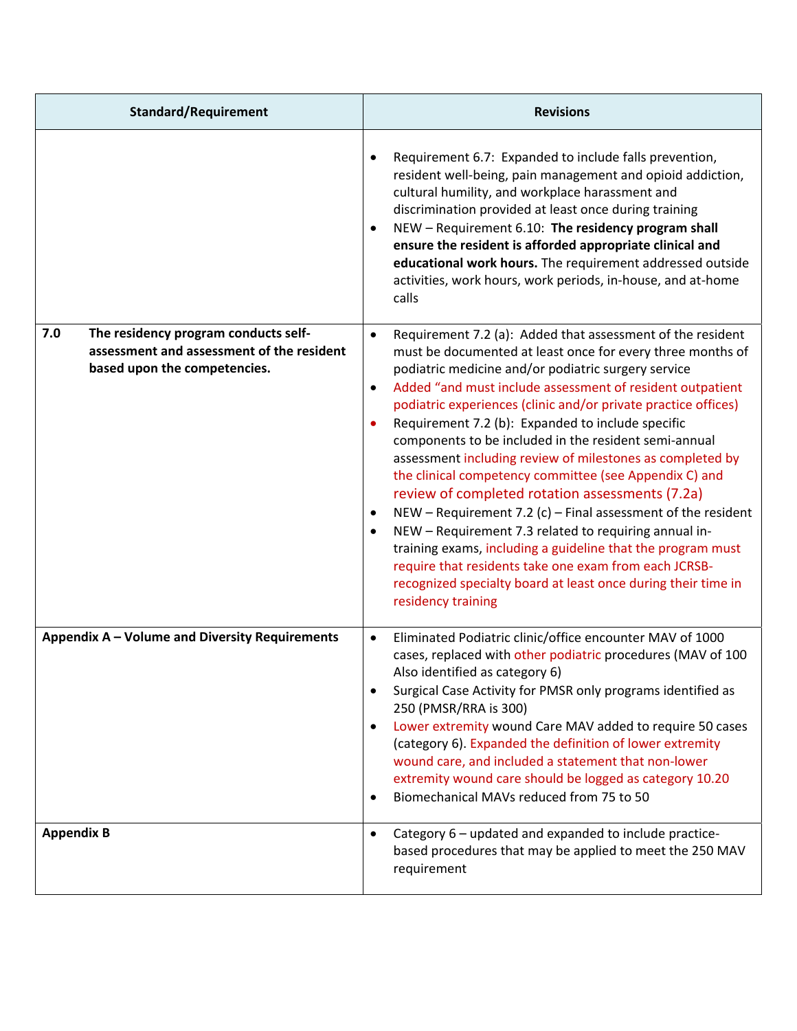| Standard/Requirement | Revisions |
|---|---|
| | • Requirement 6.7: Expanded to include falls prevention, resident well-being, pain management and opioid addiction, cultural humility, and workplace harassment and discrimination provided at least once during training<br>• NEW – Requirement 6.10: **The residency program shall ensure the resident is afforded appropriate clinical and educational work hours.** The requirement addressed outside activities, work hours, work periods, in-house, and at-home calls |
| **7.0 The residency program conducts self-assessment and assessment of the resident based upon the competencies.** | • Requirement 7.2 (a): Added that assessment of the resident must be documented at least once for every three months of podiatric medicine and/or podiatric surgery service<br>• Added "and must include assessment of resident outpatient podiatric experiences (clinic and/or private practice offices)<br>• Requirement 7.2 (b): Expanded to include specific components to be included in the resident semi-annual assessment including review of milestones as completed by the clinical competency committee (see Appendix C) and review of completed rotation assessments (7.2a)<br>• NEW – Requirement 7.2 (c) – Final assessment of the resident<br>• NEW – Requirement 7.3 related to requiring annual in-training exams, including a guideline that the program must require that residents take one exam from each JCRSB-recognized specialty board at least once during their time in residency training |
| **Appendix A – Volume and Diversity Requirements** | • Eliminated Podiatric clinic/office encounter MAV of 1000 cases, replaced with other podiatric procedures (MAV of 100 Also identified as category 6)<br>• Surgical Case Activity for PMSR only programs identified as 250 (PMSR/RRA is 300)<br>• Lower extremity wound Care MAV added to require 50 cases (category 6). Expanded the definition of lower extremity wound care, and included a statement that non-lower extremity wound care should be logged as category 10.20<br>• Biomechanical MAVs reduced from 75 to 50 |
| **Appendix B** | • Category 6 – updated and expanded to include practice-based procedures that may be applied to meet the 250 MAV requirement |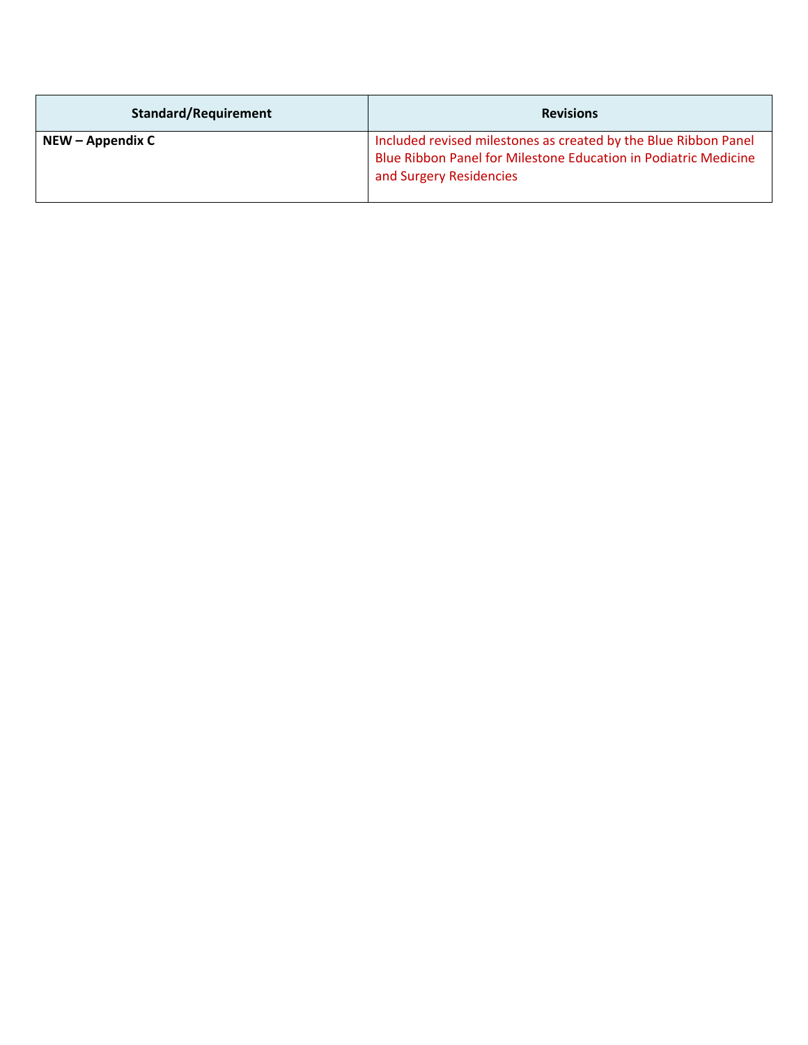| **Standard/Requirement** | **Revisions** |
| --- | --- |
| **NEW – Appendix C** | Included revised milestones as created by the Blue Ribbon Panel Blue Ribbon Panel for Milestone Education in Podiatric Medicine and Surgery Residencies |